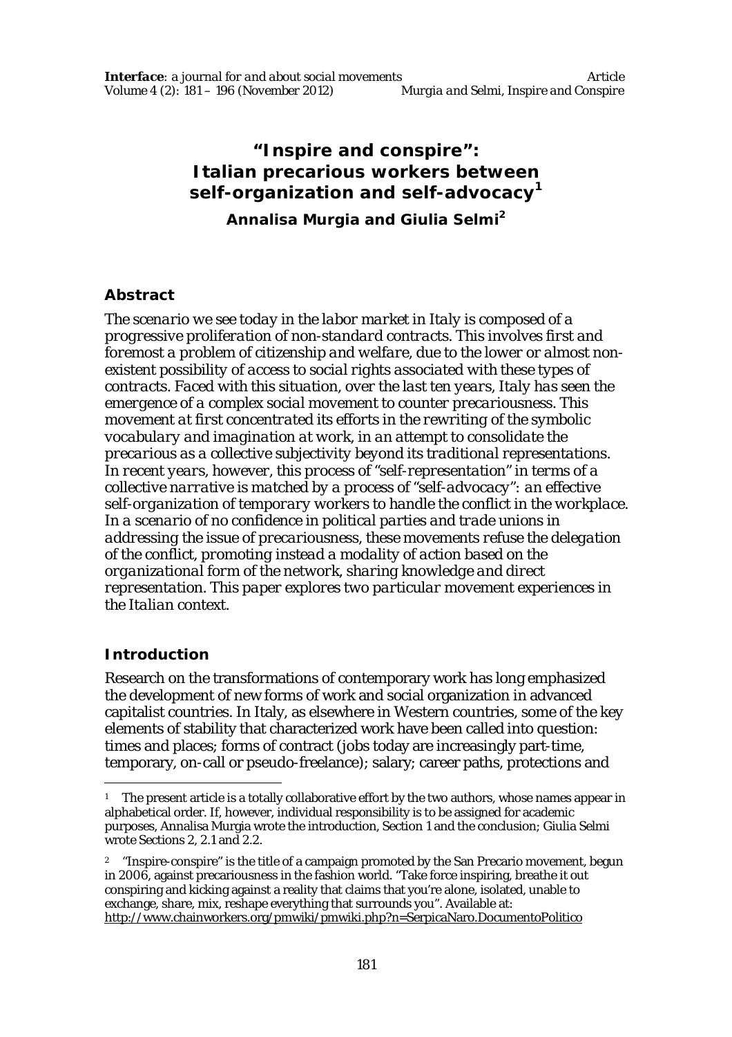# "Inspire and conspire": Italian precarious workers between self-organization and self-advocacy[1]

**Annalisa Murgia and Giulia Selmi[2]**

## Abstract

*The scenario we see today in the labor market in Italy is composed of a progressive proliferation of non-standard contracts. This involves first and foremost a problem of citizenship and welfare, due to the lower or almost non-existent possibility of access to social rights associated with these types of contracts. Faced with this situation, over the last ten years, Italy has seen the emergence of a complex social movement to counter precariousness. This movement at first concentrated its efforts in the rewriting of the symbolic vocabulary and imagination at work, in an attempt to consolidate the precarious as a collective subjectivity beyond its traditional representations. In recent years, however, this process of "self-representation" in terms of a collective narrative is matched by a process of "self-advocacy": an effective self-organization of temporary workers to handle the conflict in the workplace. In a scenario of no confidence in political parties and trade unions in addressing the issue of precariousness, these movements refuse the delegation of the conflict, promoting instead a modality of action based on the organizational form of the network, sharing knowledge and direct representation. This paper explores two particular movement experiences in the Italian context.*

## Introduction

Research on the transformations of contemporary work has long emphasized the development of new forms of work and social organization in advanced capitalist countries. In Italy, as elsewhere in Western countries, some of the key elements of stability that characterized work have been called into question: times and places; forms of contract (jobs today are increasingly part-time, temporary, on-call or pseudo-freelance); salary; career paths, protections and

---

[1] The present article is a totally collaborative effort by the two authors, whose names appear in alphabetical order. If, however, individual responsibility is to be assigned for academic purposes, Annalisa Murgia wrote the introduction, Section 1 and the conclusion; Giulia Selmi wrote Sections 2, 2.1 and 2.2.

[2] "Inspire-conspire" is the title of a campaign promoted by the San Precario movement, begun in 2006, against precariousness in the fashion world. "Take force inspiring, breathe it out conspiring and kicking against a reality that claims that you're alone, isolated, unable to exchange, share, mix, reshape everything that surrounds you". Available at: http://www.chainworkers.org/pmwiki/pmwiki.php?n=SerpicaNaro.DocumentoPolitico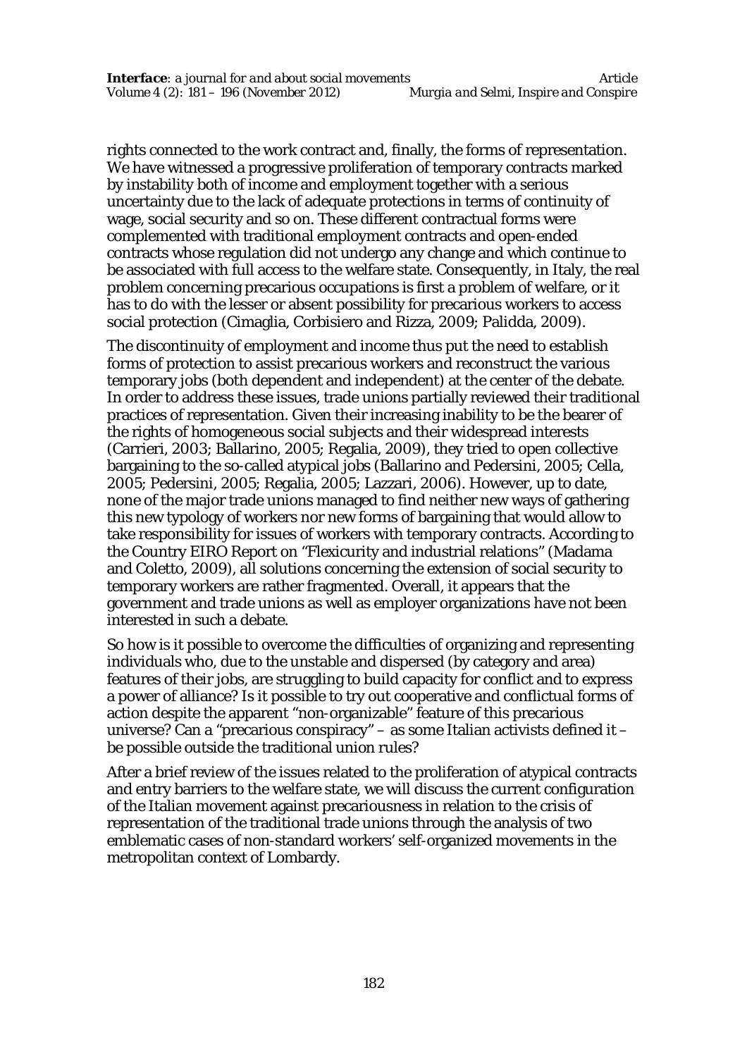rights connected to the work contract and, finally, the forms of representation. We have witnessed a progressive proliferation of temporary contracts marked by instability both of income and employment together with a serious uncertainty due to the lack of adequate protections in terms of continuity of wage, social security and so on. These different contractual forms were complemented with traditional employment contracts and open-ended contracts whose regulation did not undergo any change and which continue to be associated with full access to the welfare state. Consequently, in Italy, the real problem concerning precarious occupations is first a problem of welfare, or it has to do with the lesser or absent possibility for precarious workers to access social protection (Cimaglia, Corbisiero and Rizza, 2009; Palidda, 2009).

The discontinuity of employment and income thus put the need to establish forms of protection to assist precarious workers and reconstruct the various temporary jobs (both dependent and independent) at the center of the debate. In order to address these issues, trade unions partially reviewed their traditional practices of representation. Given their increasing inability to be the bearer of the rights of homogeneous social subjects and their widespread interests (Carrieri, 2003; Ballarino, 2005; Regalia, 2009), they tried to open collective bargaining to the so-called atypical jobs (Ballarino and Pedersini, 2005; Cella, 2005; Pedersini, 2005; Regalia, 2005; Lazzari, 2006). However, up to date, none of the major trade unions managed to find neither new ways of gathering this new typology of workers nor new forms of bargaining that would allow to take responsibility for issues of workers with temporary contracts. According to the Country EIRO Report on "Flexicurity and industrial relations" (Madama and Coletto, 2009), all solutions concerning the extension of social security to temporary workers are rather fragmented. Overall, it appears that the government and trade unions as well as employer organizations have not been interested in such a debate.

So how is it possible to overcome the difficulties of organizing and representing individuals who, due to the unstable and dispersed (by category and area) features of their jobs, are struggling to build capacity for conflict and to express a power of alliance? Is it possible to try out cooperative and conflictual forms of action despite the apparent "non-organizable" feature of this precarious universe? Can a "precarious conspiracy" – as some Italian activists defined it – be possible outside the traditional union rules?

After a brief review of the issues related to the proliferation of atypical contracts and entry barriers to the welfare state, we will discuss the current configuration of the Italian movement against precariousness in relation to the crisis of representation of the traditional trade unions through the analysis of two emblematic cases of non-standard workers' self-organized movements in the metropolitan context of Lombardy.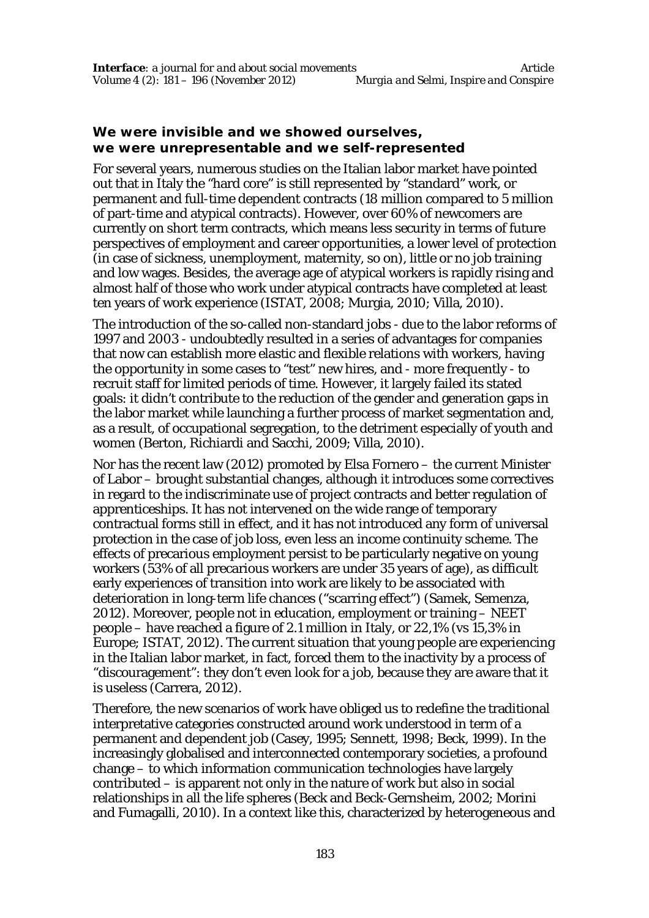## We were invisible and we showed ourselves, we were unrepresentable and we self-represented

For several years, numerous studies on the Italian labor market have pointed out that in Italy the "hard core" is still represented by "standard" work, or permanent and full-time dependent contracts (18 million compared to 5 million of part-time and atypical contracts). However, over 60% of newcomers are currently on short term contracts, which means less security in terms of future perspectives of employment and career opportunities, a lower level of protection (in case of sickness, unemployment, maternity, so on), little or no job training and low wages. Besides, the average age of atypical workers is rapidly rising and almost half of those who work under atypical contracts have completed at least ten years of work experience (ISTAT, 2008; Murgia, 2010; Villa, 2010).

The introduction of the so-called non-standard jobs - due to the labor reforms of 1997 and 2003 - undoubtedly resulted in a series of advantages for companies that now can establish more elastic and flexible relations with workers, having the opportunity in some cases to "test" new hires, and - more frequently - to recruit staff for limited periods of time. However, it largely failed its stated goals: it didn't contribute to the reduction of the gender and generation gaps in the labor market while launching a further process of market segmentation and, as a result, of occupational segregation, to the detriment especially of youth and women (Berton, Richiardi and Sacchi, 2009; Villa, 2010).

Nor has the recent law (2012) promoted by Elsa Fornero – the current Minister of Labor – brought substantial changes, although it introduces some correctives in regard to the indiscriminate use of project contracts and better regulation of apprenticeships. It has not intervened on the wide range of temporary contractual forms still in effect, and it has not introduced any form of universal protection in the case of job loss, even less an income continuity scheme. The effects of precarious employment persist to be particularly negative on young workers (53% of all precarious workers are under 35 years of age), as difficult early experiences of transition into work are likely to be associated with deterioration in long-term life chances ("scarring effect") (Samek, Semenza, 2012). Moreover, people not in education, employment or training – NEET people – have reached a figure of 2.1 million in Italy, or 22,1% (vs 15,3% in Europe; ISTAT, 2012). The current situation that young people are experiencing in the Italian labor market, in fact, forced them to the inactivity by a process of "discouragement": they don't even look for a job, because they are aware that it is useless (Carrera, 2012).

Therefore, the new scenarios of work have obliged us to redefine the traditional interpretative categories constructed around work understood in term of a permanent and dependent job (Casey, 1995; Sennett, 1998; Beck, 1999). In the increasingly globalised and interconnected contemporary societies, a profound change – to which information communication technologies have largely contributed – is apparent not only in the nature of work but also in social relationships in all the life spheres (Beck and Beck-Gernsheim, 2002; Morini and Fumagalli, 2010). In a context like this, characterized by heterogeneous and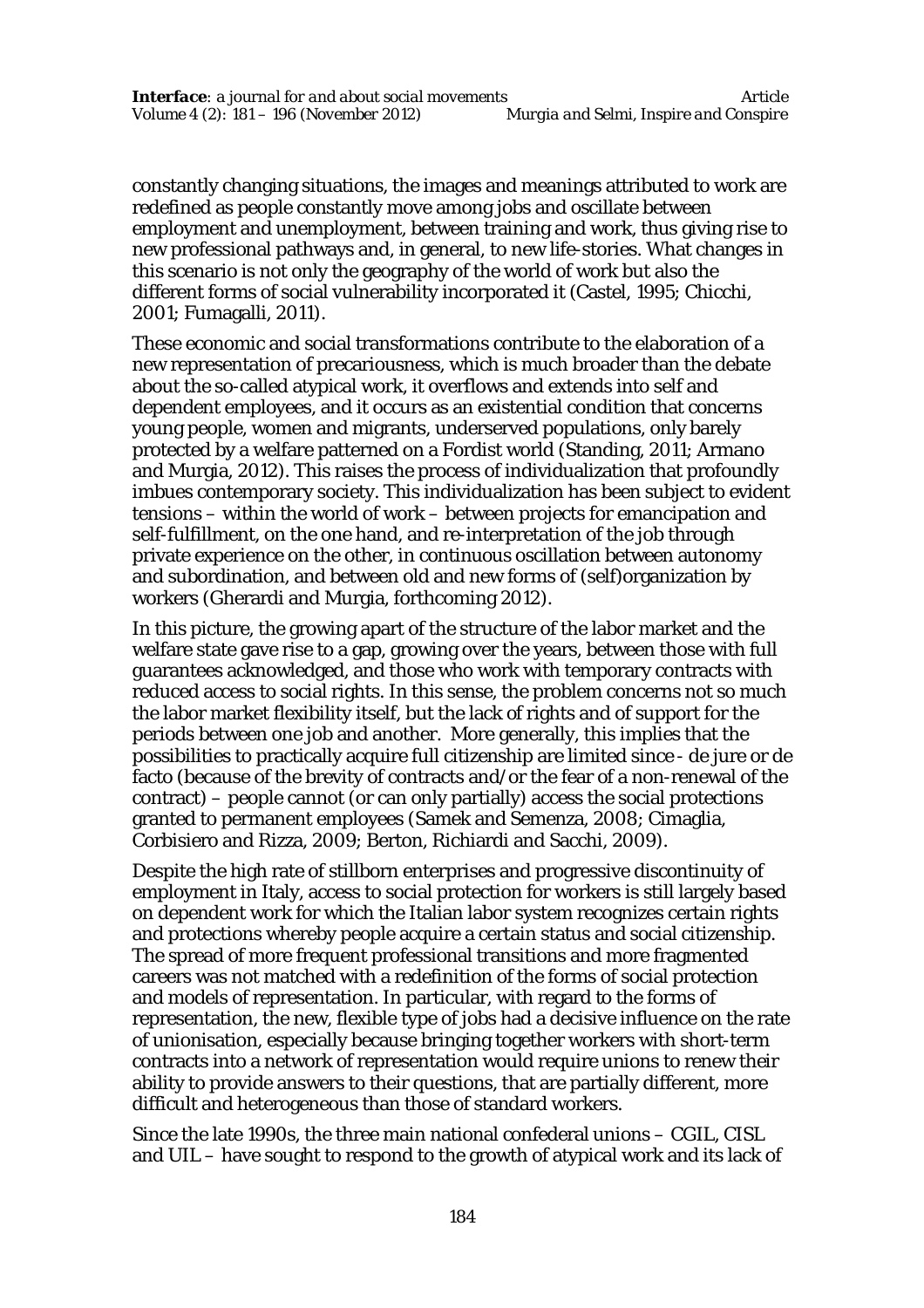constantly changing situations, the images and meanings attributed to work are redefined as people constantly move among jobs and oscillate between employment and unemployment, between training and work, thus giving rise to new professional pathways and, in general, to new life-stories. What changes in this scenario is not only the geography of the world of work but also the different forms of social vulnerability incorporated it (Castel, 1995; Chicchi, 2001; Fumagalli, 2011).

These economic and social transformations contribute to the elaboration of a new representation of precariousness, which is much broader than the debate about the so-called atypical work, it overflows and extends into self and dependent employees, and it occurs as an existential condition that concerns young people, women and migrants, underserved populations, only barely protected by a welfare patterned on a Fordist world (Standing, 2011; Armano and Murgia, 2012). This raises the process of individualization that profoundly imbues contemporary society. This individualization has been subject to evident tensions – within the world of work – between projects for emancipation and self-fulfillment, on the one hand, and re-interpretation of the job through private experience on the other, in continuous oscillation between autonomy and subordination, and between old and new forms of (self)organization by workers (Gherardi and Murgia, forthcoming 2012).

In this picture, the growing apart of the structure of the labor market and the welfare state gave rise to a gap, growing over the years, between those with full guarantees acknowledged, and those who work with temporary contracts with reduced access to social rights. In this sense, the problem concerns not so much the labor market flexibility itself, but the lack of rights and of support for the periods between one job and another. More generally, this implies that the possibilities to practically acquire full citizenship are limited since - de jure or de facto (because of the brevity of contracts and/or the fear of a non-renewal of the contract) – people cannot (or can only partially) access the social protections granted to permanent employees (Samek and Semenza, 2008; Cimaglia, Corbisiero and Rizza, 2009; Berton, Richiardi and Sacchi, 2009).

Despite the high rate of stillborn enterprises and progressive discontinuity of employment in Italy, access to social protection for workers is still largely based on dependent work for which the Italian labor system recognizes certain rights and protections whereby people acquire a certain status and social citizenship. The spread of more frequent professional transitions and more fragmented careers was not matched with a redefinition of the forms of social protection and models of representation. In particular, with regard to the forms of representation, the new, flexible type of jobs had a decisive influence on the rate of unionisation, especially because bringing together workers with short-term contracts into a network of representation would require unions to renew their ability to provide answers to their questions, that are partially different, more difficult and heterogeneous than those of standard workers.

Since the late 1990s, the three main national confederal unions – CGIL, CISL and UIL – have sought to respond to the growth of atypical work and its lack of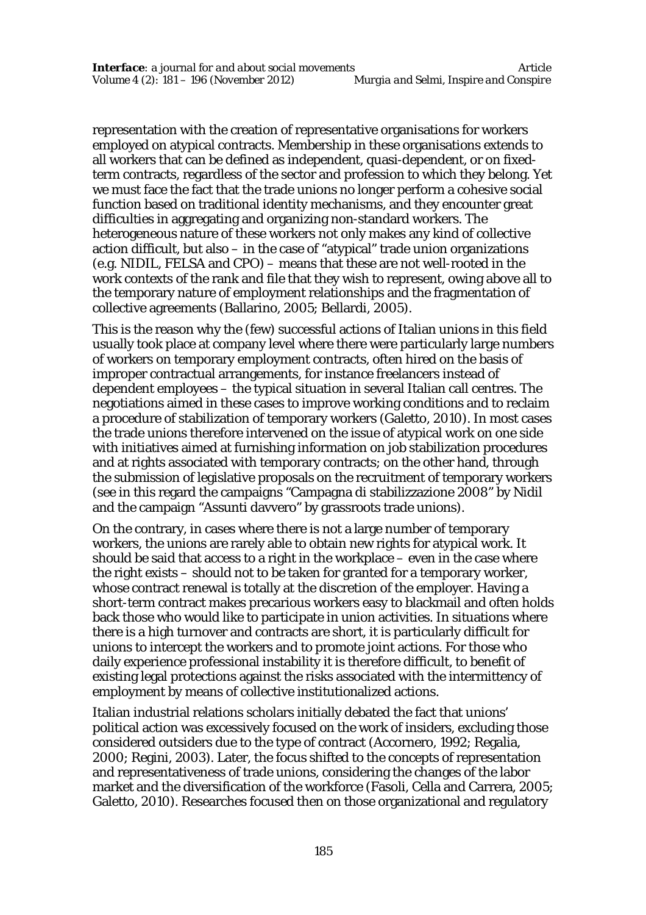representation with the creation of representative organisations for workers employed on atypical contracts. Membership in these organisations extends to all workers that can be defined as independent, quasi-dependent, or on fixed-term contracts, regardless of the sector and profession to which they belong. Yet we must face the fact that the trade unions no longer perform a cohesive social function based on traditional identity mechanisms, and they encounter great difficulties in aggregating and organizing non-standard workers. The heterogeneous nature of these workers not only makes any kind of collective action difficult, but also – in the case of "atypical" trade union organizations (e.g. NIDIL, FELSA and CPO) – means that these are not well-rooted in the work contexts of the rank and file that they wish to represent, owing above all to the temporary nature of employment relationships and the fragmentation of collective agreements (Ballarino, 2005; Bellardi, 2005).

This is the reason why the (few) successful actions of Italian unions in this field usually took place at company level where there were particularly large numbers of workers on temporary employment contracts, often hired on the basis of improper contractual arrangements, for instance freelancers instead of dependent employees – the typical situation in several Italian call centres. The negotiations aimed in these cases to improve working conditions and to reclaim a procedure of stabilization of temporary workers (Galetto, 2010). In most cases the trade unions therefore intervened on the issue of atypical work on one side with initiatives aimed at furnishing information on job stabilization procedures and at rights associated with temporary contracts; on the other hand, through the submission of legislative proposals on the recruitment of temporary workers (see in this regard the campaigns "Campagna di stabilizzazione 2008" by Nidil and the campaign "Assunti davvero" by grassroots trade unions).

On the contrary, in cases where there is not a large number of temporary workers, the unions are rarely able to obtain new rights for atypical work. It should be said that access to a right in the workplace – even in the case where the right exists – should not to be taken for granted for a temporary worker, whose contract renewal is totally at the discretion of the employer. Having a short-term contract makes precarious workers easy to blackmail and often holds back those who would like to participate in union activities. In situations where there is a high turnover and contracts are short, it is particularly difficult for unions to intercept the workers and to promote joint actions. For those who daily experience professional instability it is therefore difficult, to benefit of existing legal protections against the risks associated with the intermittency of employment by means of collective institutionalized actions.

Italian industrial relations scholars initially debated the fact that unions' political action was excessively focused on the work of insiders, excluding those considered outsiders due to the type of contract (Accornero, 1992; Regalia, 2000; Regini, 2003). Later, the focus shifted to the concepts of representation and representativeness of trade unions, considering the changes of the labor market and the diversification of the workforce (Fasoli, Cella and Carrera, 2005; Galetto, 2010). Researches focused then on those organizational and regulatory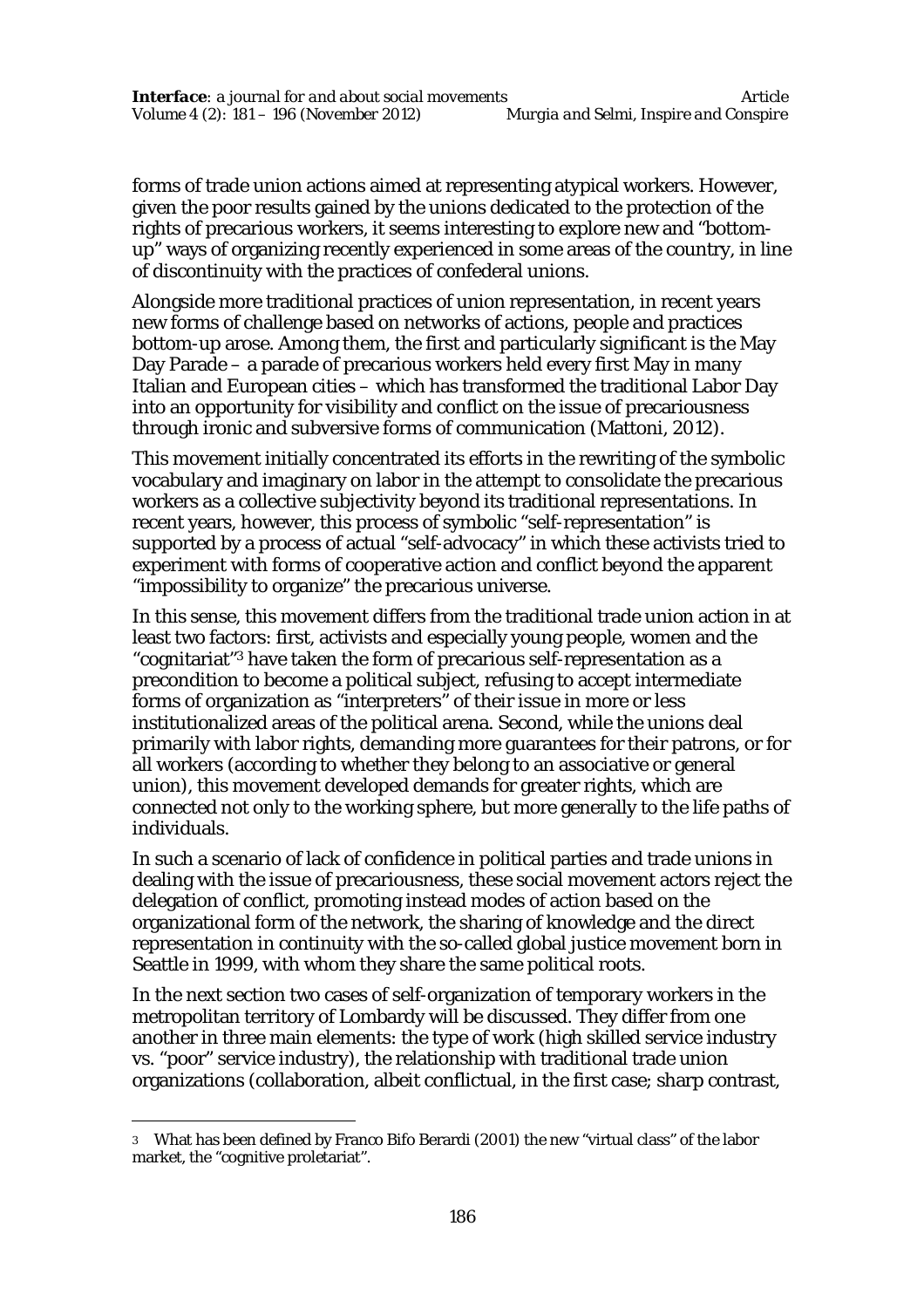forms of trade union actions aimed at representing atypical workers. However, given the poor results gained by the unions dedicated to the protection of the rights of precarious workers, it seems interesting to explore new and "bottom-up" ways of organizing recently experienced in some areas of the country, in line of discontinuity with the practices of confederal unions.

Alongside more traditional practices of union representation, in recent years new forms of challenge based on networks of actions, people and practices bottom-up arose. Among them, the first and particularly significant is the May Day Parade – a parade of precarious workers held every first May in many Italian and European cities – which has transformed the traditional Labor Day into an opportunity for visibility and conflict on the issue of precariousness through ironic and subversive forms of communication (Mattoni, 2012).

This movement initially concentrated its efforts in the rewriting of the symbolic vocabulary and imaginary on labor in the attempt to consolidate the precarious workers as a collective subjectivity beyond its traditional representations. In recent years, however, this process of symbolic "self-representation" is supported by a process of actual "self-advocacy" in which these activists tried to experiment with forms of cooperative action and conflict beyond the apparent "impossibility to organize" the precarious universe.

In this sense, this movement differs from the traditional trade union action in at least two factors: first, activists and especially young people, women and the "cognitariat"[3] have taken the form of precarious self-representation as a precondition to become a political subject, refusing to accept intermediate forms of organization as "interpreters" of their issue in more or less institutionalized areas of the political arena. Second, while the unions deal primarily with labor rights, demanding more guarantees for their patrons, or for all workers (according to whether they belong to an associative or general union), this movement developed demands for greater rights, which are connected not only to the working sphere, but more generally to the life paths of individuals.

In such a scenario of lack of confidence in political parties and trade unions in dealing with the issue of precariousness, these social movement actors reject the delegation of conflict, promoting instead modes of action based on the organizational form of the network, the sharing of knowledge and the direct representation in continuity with the so-called global justice movement born in Seattle in 1999, with whom they share the same political roots.

In the next section two cases of self-organization of temporary workers in the metropolitan territory of Lombardy will be discussed. They differ from one another in three main elements: the type of work (high skilled service industry vs. "poor" service industry), the relationship with traditional trade union organizations (collaboration, albeit conflictual, in the first case; sharp contrast,

---

[3] What has been defined by Franco Bifo Berardi (2001) the new "virtual class" of the labor market, the "cognitive proletariat".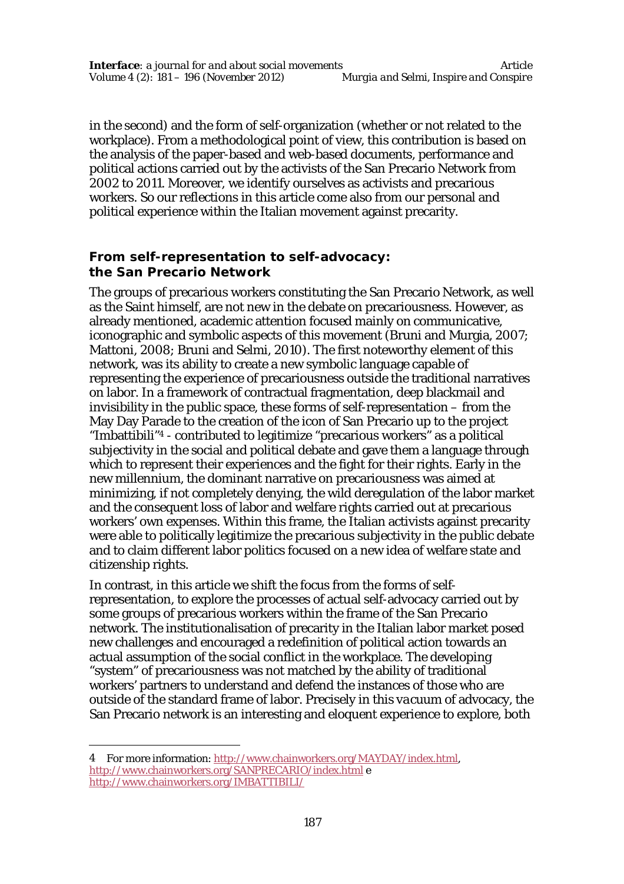in the second) and the form of self-organization (whether or not related to the workplace). From a methodological point of view, this contribution is based on the analysis of the paper-based and web-based documents, performance and political actions carried out by the activists of the San Precario Network from 2002 to 2011. Moreover, we identify ourselves as activists and precarious workers. So our reflections in this article come also from our personal and political experience within the Italian movement against precarity.

## From self-representation to self-advocacy: the San Precario Network

The groups of precarious workers constituting the San Precario Network, as well as the Saint himself, are not new in the debate on precariousness. However, as already mentioned, academic attention focused mainly on communicative, iconographic and symbolic aspects of this movement (Bruni and Murgia, 2007; Mattoni, 2008; Bruni and Selmi, 2010). The first noteworthy element of this network, was its ability to create a new symbolic language capable of representing the experience of precariousness outside the traditional narratives on labor. In a framework of contractual fragmentation, deep blackmail and invisibility in the public space, these forms of self-representation – from the May Day Parade to the creation of the icon of San Precario up to the project "Imbattibili"[4] - contributed to legitimize "precarious workers" as a political subjectivity in the social and political debate and gave them a language through which to represent their experiences and the fight for their rights. Early in the new millennium, the dominant narrative on precariousness was aimed at minimizing, if not completely denying, the wild deregulation of the labor market and the consequent loss of labor and welfare rights carried out at precarious workers' own expenses. Within this frame, the Italian activists against precarity were able to politically legitimize the precarious subjectivity in the public debate and to claim different labor politics focused on a new idea of welfare state and citizenship rights.

In contrast, in this article we shift the focus from the forms of self-representation, to explore the processes of actual self-advocacy carried out by some groups of precarious workers within the frame of the San Precario network. The institutionalisation of precarity in the Italian labor market posed new challenges and encouraged a redefinition of political action towards an actual assumption of the social conflict in the workplace. The developing "system" of precariousness was not matched by the ability of traditional workers' partners to understand and defend the instances of those who are outside of the standard frame of labor. Precisely in this *vacuum* of advocacy, the San Precario network is an interesting and eloquent experience to explore, both

---

4 For more information: http://www.chainworkers.org/MAYDAY/index.html, http://www.chainworkers.org/SANPRECARIO/index.html e http://www.chainworkers.org/IMBATTIBILI/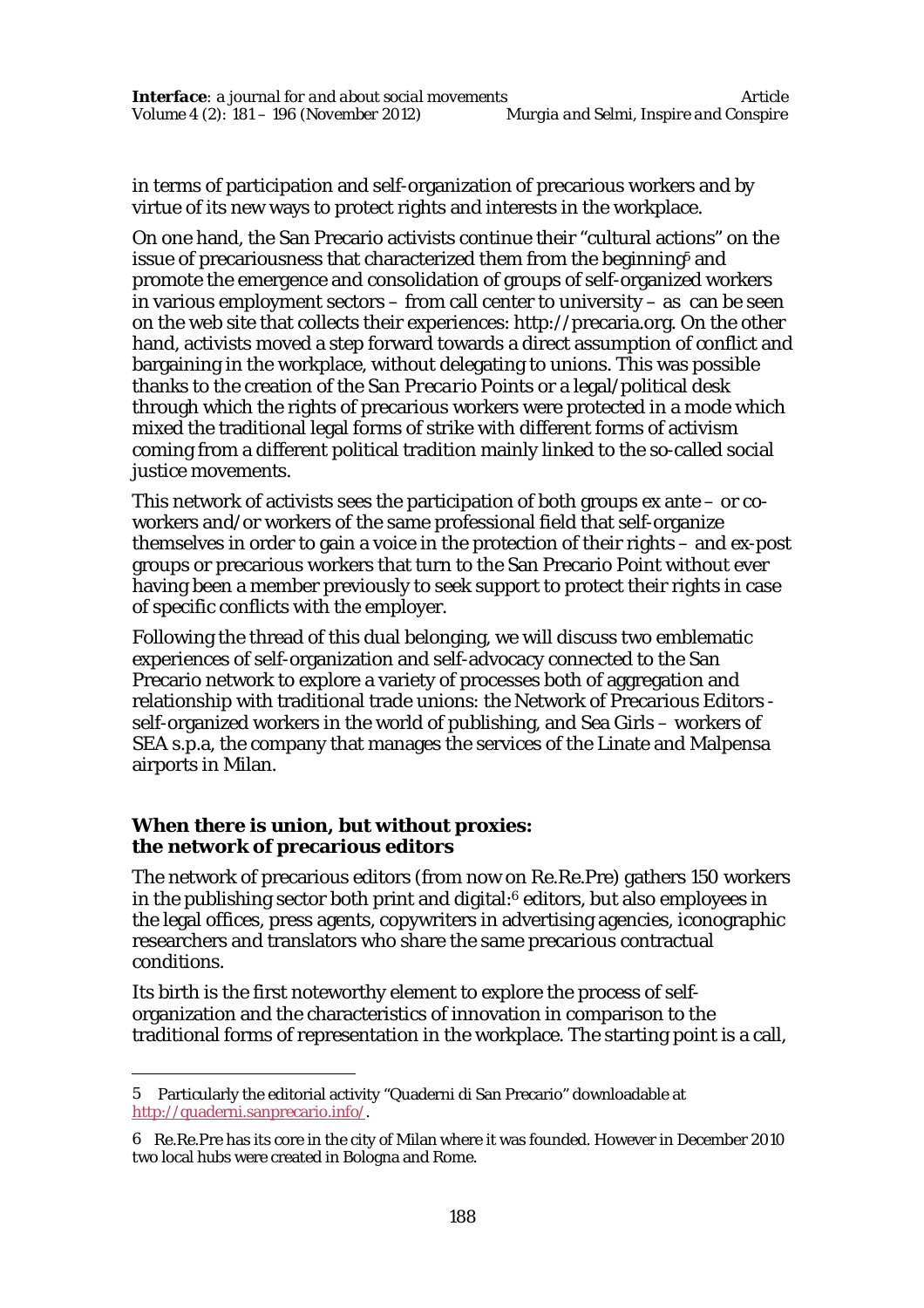in terms of participation and self-organization of precarious workers and by virtue of its new ways to protect rights and interests in the workplace.

On one hand, the San Precario activists continue their "cultural actions" on the issue of precariousness that characterized them from the beginning[5] and promote the emergence and consolidation of groups of self-organized workers in various employment sectors – from call center to university – as can be seen on the web site that collects their experiences: http://precaria.org. On the other hand, activists moved a step forward towards a direct assumption of conflict and bargaining in the workplace, without delegating to unions. This was possible thanks to the creation of the *San Precario Points* or a legal/political desk through which the rights of precarious workers were protected in a mode which mixed the traditional legal forms of strike with different forms of activism coming from a different political tradition mainly linked to the so-called social justice movements.

This network of activists sees the participation of both groups ex ante – or co-workers and/or workers of the same professional field that self-organize themselves in order to gain a voice in the protection of their rights – and ex-post groups or precarious workers that turn to the San Precario Point without ever having been a member previously to seek support to protect their rights in case of specific conflicts with the employer.

Following the thread of this dual belonging, we will discuss two emblematic experiences of self-organization and self-advocacy connected to the San Precario network to explore a variety of processes both of aggregation and relationship with traditional trade unions: the Network of Precarious Editors - self-organized workers in the world of publishing, and Sea Girls – workers of SEA s.p.a, the company that manages the services of the Linate and Malpensa airports in Milan.

## When there is union, but without proxies: the network of precarious editors

The network of precarious editors (from now on Re.Re.Pre) gathers 150 workers in the publishing sector both print and digital:[6] editors, but also employees in the legal offices, press agents, copywriters in advertising agencies, iconographic researchers and translators who share the same precarious contractual conditions.

Its birth is the first noteworthy element to explore the process of self-organization and the characteristics of innovation in comparison to the traditional forms of representation in the workplace. The starting point is a call,

---

5 Particularly the editorial activity "Quaderni di San Precario" downloadable at http://quaderni.sanprecario.info/.

6 Re.Re.Pre has its core in the city of Milan where it was founded. However in December 2010 two local hubs were created in Bologna and Rome.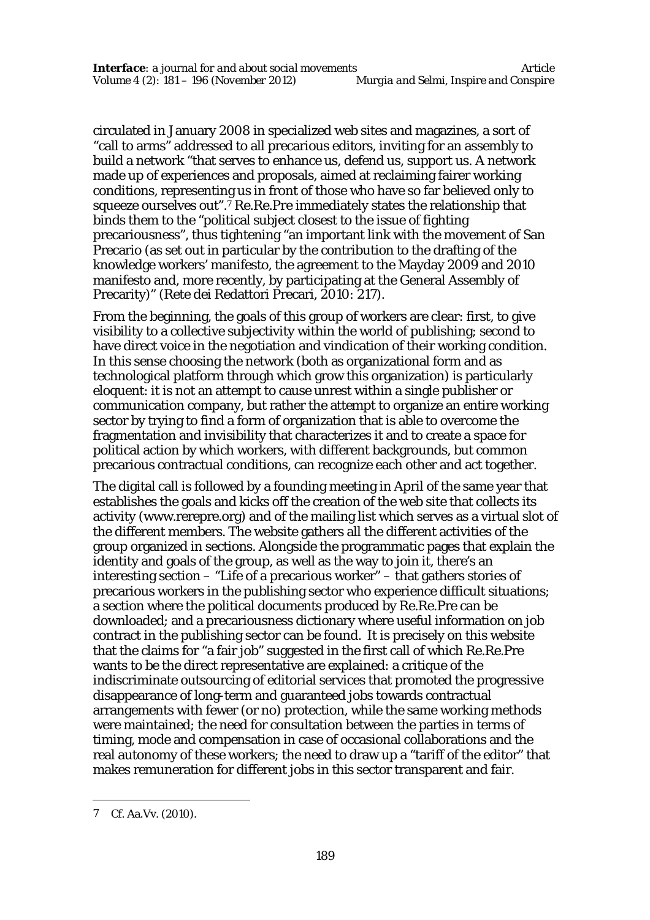circulated in January 2008 in specialized web sites and magazines, a sort of "call to arms" addressed to all precarious editors, inviting for an assembly to build a network "that serves to enhance us, defend us, support us. A network made up of experiences and proposals, aimed at reclaiming fairer working conditions, representing us in front of those who have so far believed only to squeeze ourselves out".[7] Re.Re.Pre immediately states the relationship that binds them to the "political subject closest to the issue of fighting precariousness", thus tightening "an important link with the movement of San Precario (as set out in particular by the contribution to the drafting of the knowledge workers' manifesto, the agreement to the Mayday 2009 and 2010 manifesto and, more recently, by participating at the General Assembly of Precarity)" (Rete dei Redattori Precari, 2010: 217).

From the beginning, the goals of this group of workers are clear: first, to give visibility to a collective subjectivity within the world of publishing; second to have direct voice in the negotiation and vindication of their working condition. In this sense choosing the network (both as organizational form and as technological platform through which grow this organization) is particularly eloquent: it is not an attempt to cause unrest within a single publisher or communication company, but rather the attempt to organize an entire working sector by trying to find a form of organization that is able to overcome the fragmentation and invisibility that characterizes it and to create a space for political action by which workers, with different backgrounds, but common precarious contractual conditions, can recognize each other and act together.

The digital call is followed by a founding meeting in April of the same year that establishes the goals and kicks off the creation of the web site that collects its activity (www.rerepre.org) and of the mailing list which serves as a virtual slot of the different members. The website gathers all the different activities of the group organized in sections. Alongside the programmatic pages that explain the identity and goals of the group, as well as the way to join it, there's an interesting section – "Life of a precarious worker" – that gathers stories of precarious workers in the publishing sector who experience difficult situations; a section where the political documents produced by Re.Re.Pre can be downloaded; and a precariousness dictionary where useful information on job contract in the publishing sector can be found. It is precisely on this website that the claims for "a fair job" suggested in the first call of which Re.Re.Pre wants to be the direct representative are explained: a critique of the indiscriminate outsourcing of editorial services that promoted the progressive disappearance of long-term and guaranteed jobs towards contractual arrangements with fewer (or no) protection, while the same working methods were maintained; the need for consultation between the parties in terms of timing, mode and compensation in case of occasional collaborations and the real autonomy of these workers; the need to draw up a "tariff of the editor" that makes remuneration for different jobs in this sector transparent and fair.

---

7 Cf. Aa.Vv. (2010).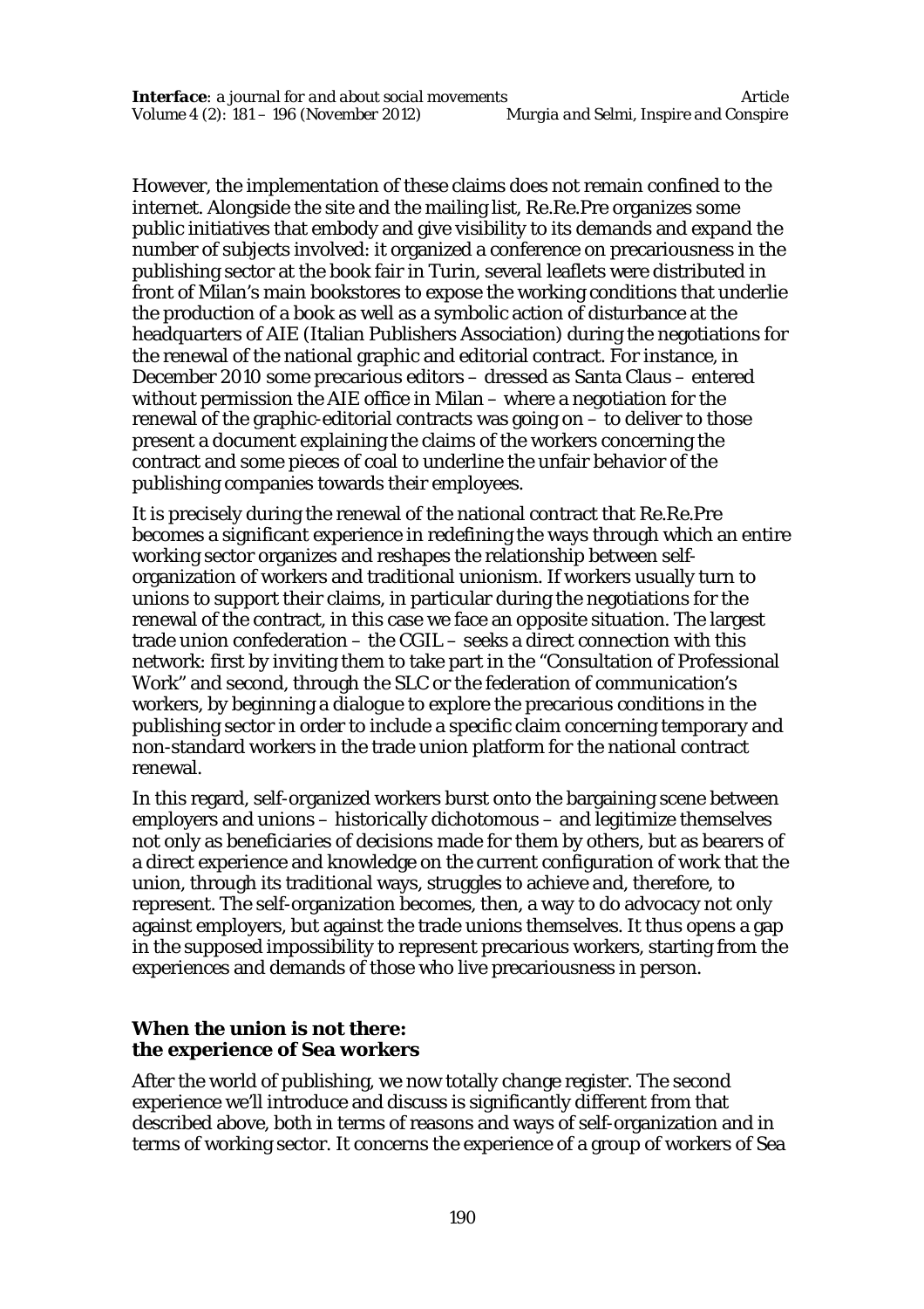However, the implementation of these claims does not remain confined to the internet. Alongside the site and the mailing list, Re.Re.Pre organizes some public initiatives that embody and give visibility to its demands and expand the number of subjects involved: it organized a conference on precariousness in the publishing sector at the book fair in Turin, several leaflets were distributed in front of Milan's main bookstores to expose the working conditions that underlie the production of a book as well as a symbolic action of disturbance at the headquarters of AIE (Italian Publishers Association) during the negotiations for the renewal of the national graphic and editorial contract. For instance, in December 2010 some precarious editors – dressed as Santa Claus – entered without permission the AIE office in Milan – where a negotiation for the renewal of the graphic-editorial contracts was going on – to deliver to those present a document explaining the claims of the workers concerning the contract and some pieces of coal to underline the unfair behavior of the publishing companies towards their employees.

It is precisely during the renewal of the national contract that Re.Re.Pre becomes a significant experience in redefining the ways through which an entire working sector organizes and reshapes the relationship between self-organization of workers and traditional unionism. If workers usually turn to unions to support their claims, in particular during the negotiations for the renewal of the contract, in this case we face an opposite situation. The largest trade union confederation – the CGIL – seeks a direct connection with this network: first by inviting them to take part in the "Consultation of Professional Work" and second, through the SLC or the federation of communication's workers, by beginning a dialogue to explore the precarious conditions in the publishing sector in order to include a specific claim concerning temporary and non-standard workers in the trade union platform for the national contract renewal.

In this regard, self-organized workers burst onto the bargaining scene between employers and unions – historically dichotomous – and legitimize themselves not only as beneficiaries of decisions made for them by others, but as bearers of a direct experience and knowledge on the current configuration of work that the union, through its traditional ways, struggles to achieve and, therefore, to represent. The self-organization becomes, then, a way to do advocacy not only against employers, but against the trade unions themselves. It thus opens a gap in the supposed impossibility to represent precarious workers, starting from the experiences and demands of those who live precariousness in person.

### When the union is not there: the experience of Sea workers

After the world of publishing, we now totally change register. The second experience we'll introduce and discuss is significantly different from that described above, both in terms of reasons and ways of self-organization and in terms of working sector. It concerns the experience of a group of workers of Sea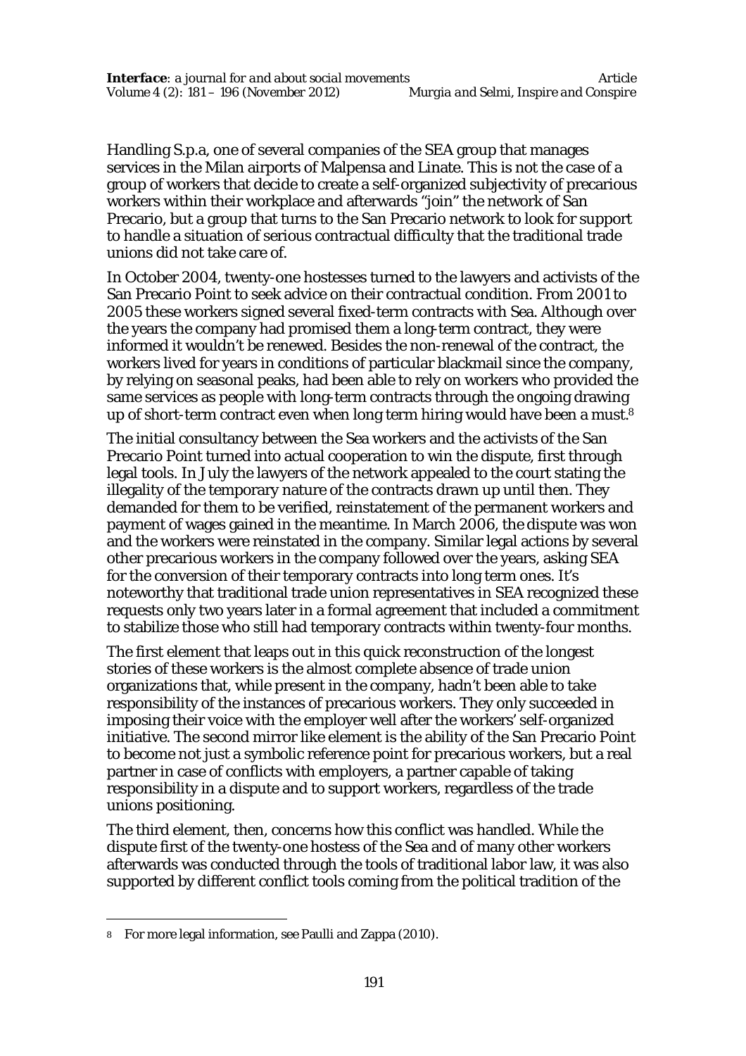Handling S.p.a, one of several companies of the SEA group that manages services in the Milan airports of Malpensa and Linate. This is not the case of a group of workers that decide to create a self-organized subjectivity of precarious workers within their workplace and afterwards "join" the network of San Precario, but a group that turns to the San Precario network to look for support to handle a situation of serious contractual difficulty that the traditional trade unions did not take care of.

In October 2004, twenty-one hostesses turned to the lawyers and activists of the San Precario Point to seek advice on their contractual condition. From 2001 to 2005 these workers signed several fixed-term contracts with Sea. Although over the years the company had promised them a long-term contract, they were informed it wouldn't be renewed. Besides the non-renewal of the contract, the workers lived for years in conditions of particular blackmail since the company, by relying on seasonal peaks, had been able to rely on workers who provided the same services as people with long-term contracts through the ongoing drawing up of short-term contract even when long term hiring would have been a must.[8]

The initial consultancy between the Sea workers and the activists of the San Precario Point turned into actual cooperation to win the dispute, first through legal tools. In July the lawyers of the network appealed to the court stating the illegality of the temporary nature of the contracts drawn up until then. They demanded for them to be verified, reinstatement of the permanent workers and payment of wages gained in the meantime. In March 2006, the dispute was won and the workers were reinstated in the company. Similar legal actions by several other precarious workers in the company followed over the years, asking SEA for the conversion of their temporary contracts into long term ones. It's noteworthy that traditional trade union representatives in SEA recognized these requests only two years later in a formal agreement that included a commitment to stabilize those who still had temporary contracts within twenty-four months.

The first element that leaps out in this quick reconstruction of the longest stories of these workers is the almost complete absence of trade union organizations that, while present in the company, hadn't been able to take responsibility of the instances of precarious workers. They only succeeded in imposing their voice with the employer well after the workers' self-organized initiative. The second mirror like element is the ability of the San Precario Point to become not just a symbolic reference point for precarious workers, but a real partner in case of conflicts with employers, a partner capable of taking responsibility in a dispute and to support workers, regardless of the trade unions positioning.

The third element, then, concerns how this conflict was handled. While the dispute first of the twenty-one hostess of the Sea and of many other workers afterwards was conducted through the tools of traditional labor law, it was also supported by different conflict tools coming from the political tradition of the

[8] For more legal information, see Paulli and Zappa (2010).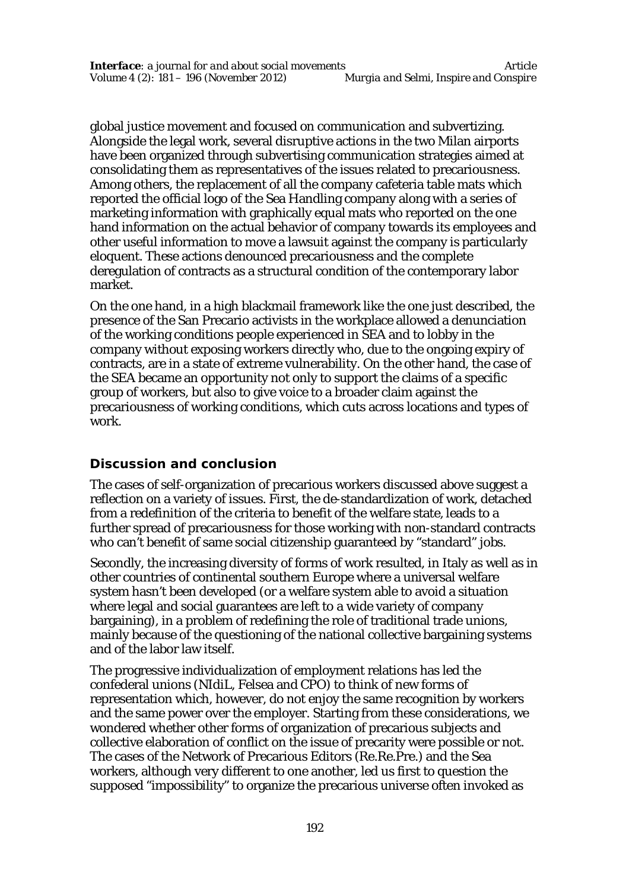global justice movement and focused on communication and subvertizing. Alongside the legal work, several disruptive actions in the two Milan airports have been organized through subvertising communication strategies aimed at consolidating them as representatives of the issues related to precariousness. Among others, the replacement of all the company cafeteria table mats which reported the official logo of the Sea Handling company along with a series of marketing information with graphically equal mats who reported on the one hand information on the actual behavior of company towards its employees and other useful information to move a lawsuit against the company is particularly eloquent. These actions denounced precariousness and the complete deregulation of contracts as a structural condition of the contemporary labor market.

On the one hand, in a high blackmail framework like the one just described, the presence of the San Precario activists in the workplace allowed a denunciation of the working conditions people experienced in SEA and to lobby in the company without exposing workers directly who, due to the ongoing expiry of contracts, are in a state of extreme vulnerability. On the other hand, the case of the SEA became an opportunity not only to support the claims of a specific group of workers, but also to give voice to a broader claim against the precariousness of working conditions, which cuts across locations and types of work.

## Discussion and conclusion

The cases of self-organization of precarious workers discussed above suggest a reflection on a variety of issues. First, the de-standardization of work, detached from a redefinition of the criteria to benefit of the welfare state, leads to a further spread of precariousness for those working with non-standard contracts who can't benefit of same social citizenship guaranteed by "standard" jobs.

Secondly, the increasing diversity of forms of work resulted, in Italy as well as in other countries of continental southern Europe where a universal welfare system hasn't been developed (or a welfare system able to avoid a situation where legal and social guarantees are left to a wide variety of company bargaining), in a problem of redefining the role of traditional trade unions, mainly because of the questioning of the national collective bargaining systems and of the labor law itself.

The progressive individualization of employment relations has led the confederal unions (NIdiL, Felsea and CPO) to think of new forms of representation which, however, do not enjoy the same recognition by workers and the same power over the employer. Starting from these considerations, we wondered whether other forms of organization of precarious subjects and collective elaboration of conflict on the issue of precarity were possible or not. The cases of the Network of Precarious Editors (Re.Re.Pre.) and the Sea workers, although very different to one another, led us first to question the supposed "impossibility" to organize the precarious universe often invoked as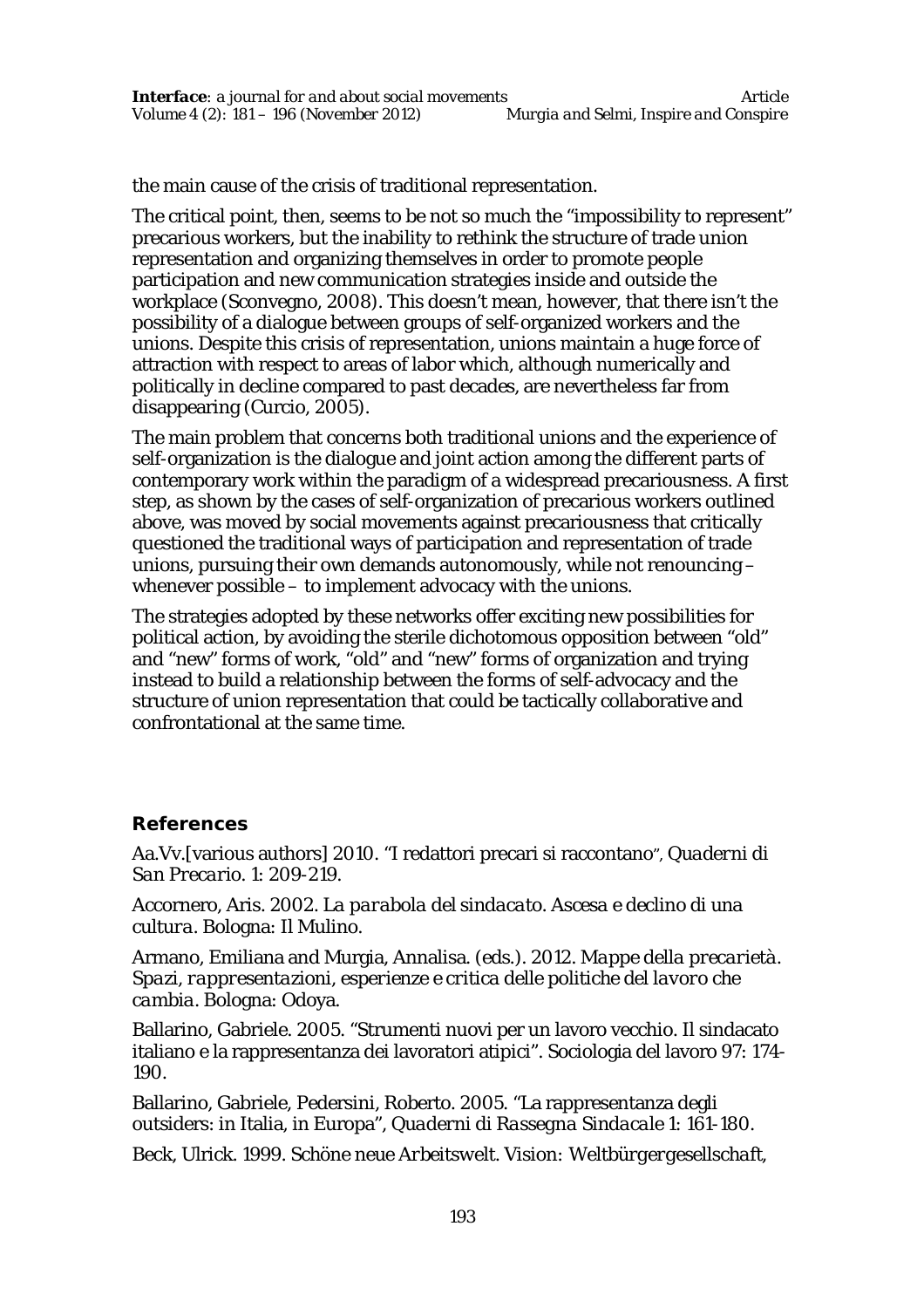the main cause of the crisis of traditional representation.

The critical point, then, seems to be not so much the "impossibility to represent" precarious workers, but the inability to rethink the structure of trade union representation and organizing themselves in order to promote people participation and new communication strategies inside and outside the workplace (Sconvegno, 2008). This doesn't mean, however, that there isn't the possibility of a dialogue between groups of self-organized workers and the unions. Despite this crisis of representation, unions maintain a huge force of attraction with respect to areas of labor which, although numerically and politically in decline compared to past decades, are nevertheless far from disappearing (Curcio, 2005).

The main problem that concerns both traditional unions and the experience of self-organization is the dialogue and joint action among the different parts of contemporary work within the paradigm of a widespread precariousness. A first step, as shown by the cases of self-organization of precarious workers outlined above, was moved by social movements against precariousness that critically questioned the traditional ways of participation and representation of trade unions, pursuing their own demands autonomously, while not renouncing – whenever possible – to implement advocacy with the unions.

The strategies adopted by these networks offer exciting new possibilities for political action, by avoiding the sterile dichotomous opposition between "old" and "new" forms of work, "old" and "new" forms of organization and trying instead to build a relationship between the forms of self-advocacy and the structure of union representation that could be tactically collaborative and confrontational at the same time.

## References

Aa.Vv.[various authors] 2010. "I redattori precari si raccontano", *Quaderni di San Precario*. 1: 209-219.

Accornero, Aris. 2002. *La parabola del sindacato. Ascesa e declino di una cultura*. Bologna: Il Mulino.

Armano, Emiliana and Murgia, Annalisa. (eds.). 2012. *Mappe della precarietà. Spazi, rappresentazioni, esperienze e critica delle politiche del lavoro che cambia*. Bologna: Odoya.

Ballarino, Gabriele. 2005. "Strumenti nuovi per un lavoro vecchio. Il sindacato italiano e la rappresentanza dei lavoratori atipici". Sociologia del lavoro 97: 174-190.

Ballarino, Gabriele, Pedersini, Roberto. 2005. "La rappresentanza degli outsiders: in Italia, in Europa", *Quaderni di Rassegna Sindacale* 1: 161-180.

Beck, Ulrick. 1999. *Schöne neue Arbeitswelt. Vision: Weltbürgergesellschaft*,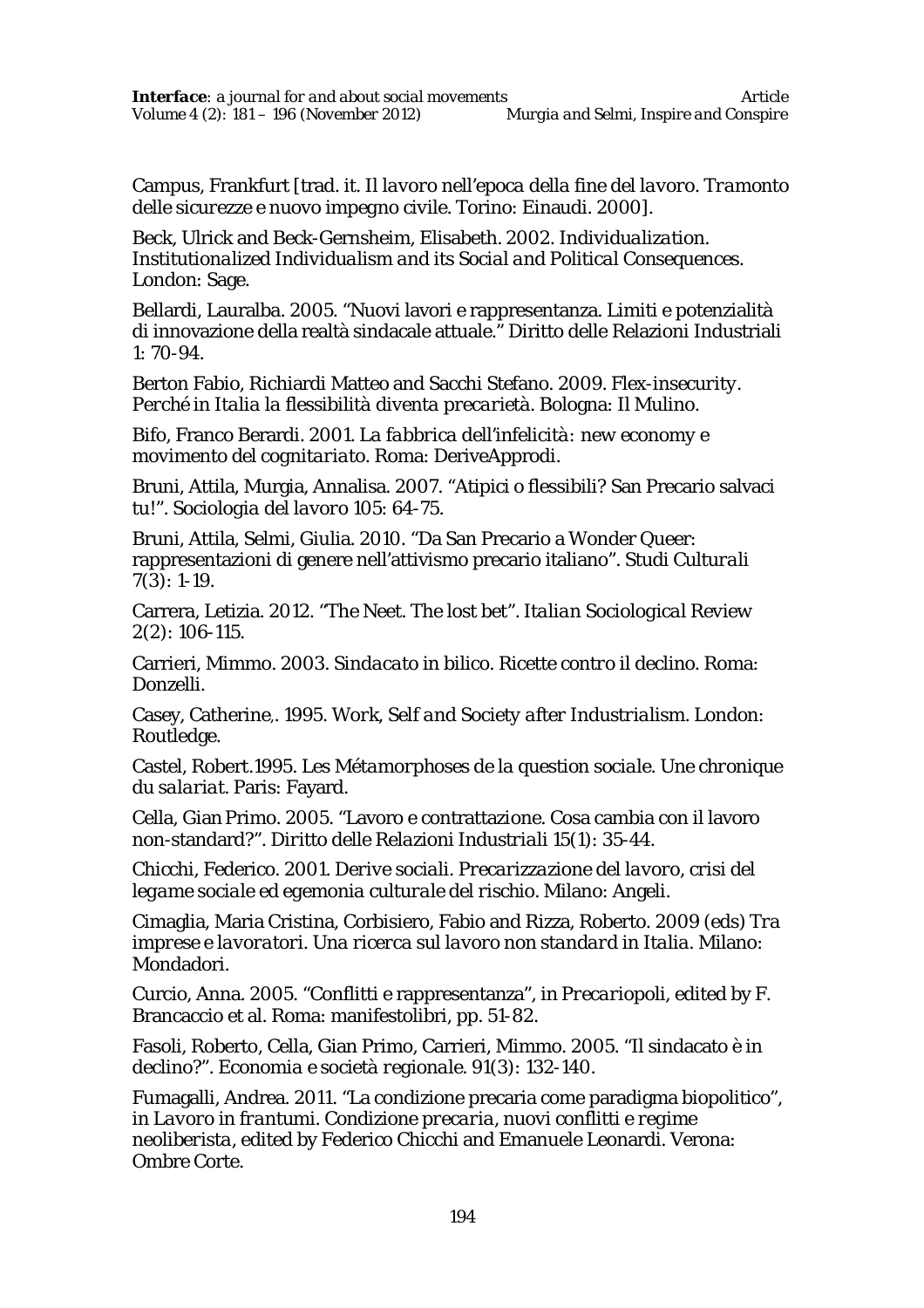Campus, Frankfurt [trad. it. *Il lavoro nell'epoca della fine del lavoro. Tramonto delle sicurezze e nuovo impegno civile*. Torino: Einaudi. 2000].

Beck, Ulrick and Beck-Gernsheim, Elisabeth. 2002. *Individualization. Institutionalized Individualism and its Social and Political Consequences*. London: Sage.

Bellardi, Lauralba. 2005. "Nuovi lavori e rappresentanza. Limiti e potenzialità di innovazione della realtà sindacale attuale." Diritto delle Relazioni Industriali 1: 70-94.

Berton Fabio, Richiardi Matteo and Sacchi Stefano. 2009. *Flex-insecurity. Perché in Italia la flessibilità diventa precarietà*. Bologna: Il Mulino.

Bifo, Franco Berardi. 2001. *La fabbrica dell'infelicità: new economy e movimento del cognitariato*. Roma: DeriveApprodi.

Bruni, Attila, Murgia, Annalisa. 2007. "Atipici o flessibili? San Precario salvaci tu!". *Sociologia del lavoro* 105: 64-75.

Bruni, Attila, Selmi, Giulia. 2010. "Da San Precario a Wonder Queer: rappresentazioni di genere nell'attivismo precario italiano". *Studi Culturali* 7(3): 1-19.

Carrera, Letizia. 2012. "The Neet. The lost bet". *Italian Sociological Review* 2(2): 106-115.

Carrieri, Mimmo. 2003. *Sindacato in bilico. Ricette contro il declino*. Roma: Donzelli.

Casey, Catherine,. 1995. *Work, Self and Society after Industrialism*. London: Routledge.

Castel, Robert.1995. *Les Métamorphoses de la question sociale. Une chronique du salariat*. Paris: Fayard.

Cella, Gian Primo. 2005. "Lavoro e contrattazione. Cosa cambia con il lavoro non-standard?". *Diritto delle Relazioni Industriali* 15(1): 35-44.

Chicchi, Federico. 2001. *Derive sociali. Precarizzazione del lavoro, crisi del legame sociale ed egemonia culturale del rischio*. Milano: Angeli.

Cimaglia, Maria Cristina, Corbisiero, Fabio and Rizza, Roberto. 2009 (eds) *Tra imprese e lavoratori. Una ricerca sul lavoro non standard in Italia*. Milano: Mondadori.

Curcio, Anna. 2005. "Conflitti e rappresentanza", in *Precariopoli*, edited by F. Brancaccio et al. Roma: manifestolibri, pp. 51-82.

Fasoli, Roberto, Cella, Gian Primo, Carrieri, Mimmo. 2005. "Il sindacato è in declino?". *Economia e società regionale*. 91(3): 132-140.

Fumagalli, Andrea. 2011. "La condizione precaria come paradigma biopolitico", in *Lavoro in frantumi. Condizione precaria, nuovi conflitti e regime neoliberista*, edited by Federico Chicchi and Emanuele Leonardi. Verona: Ombre Corte.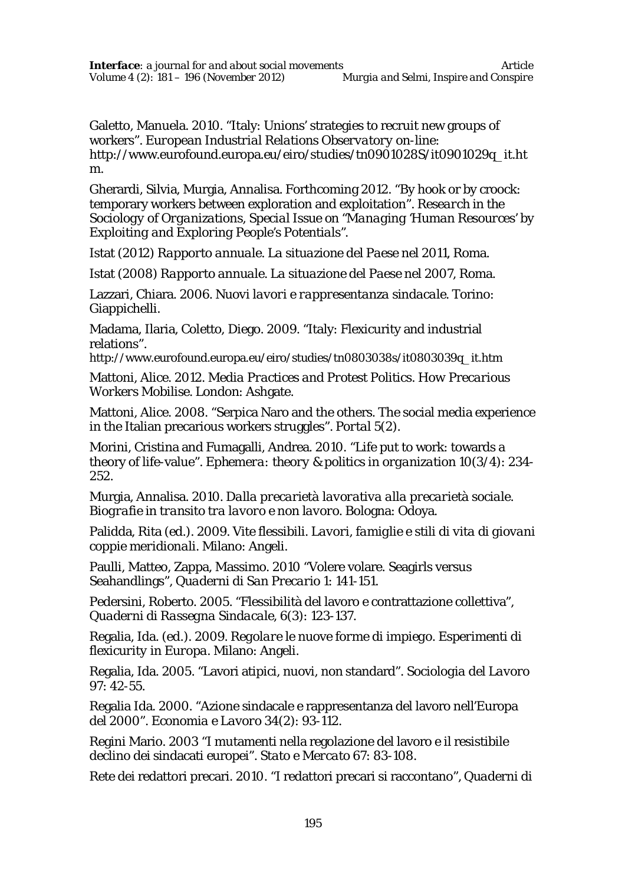Galetto, Manuela. 2010. "Italy: Unions' strategies to recruit new groups of workers". *European Industrial Relations Observatory* on-line: http://www.eurofound.europa.eu/eiro/studies/tn0901028S/it0901029q_it.htm.

Gherardi, Silvia, Murgia, Annalisa. Forthcoming 2012. "By hook or by croock: temporary workers between exploration and exploitation". *Research in the Sociology of Organizations, Special Issue on "Managing 'Human Resources' by Exploiting and Exploring People's Potentials"*.

Istat (2012) *Rapporto annuale. La situazione del Paese nel 2011*, Roma.

Istat (2008) *Rapporto annuale. La situazione del Paese nel 2007*, Roma.

Lazzari, Chiara. 2006. *Nuovi lavori e rappresentanza sindacale*. Torino: Giappichelli.

Madama, Ilaria, Coletto, Diego. 2009. "Italy: Flexicurity and industrial relations".
http://www.eurofound.europa.eu/eiro/studies/tn0803038s/it0803039q_it.htm

Mattoni, Alice. 2012. *Media Practices and Protest Politics. How Precarious Workers Mobilise*. London: Ashgate.

Mattoni, Alice. 2008. "Serpica Naro and the others. The social media experience in the Italian precarious workers struggles". *Portal* 5(2).

Morini, Cristina and Fumagalli, Andrea. 2010. "Life put to work: towards a theory of life-value". *Ephemera: theory & politics in organization* 10(3/4): 234-252.

Murgia, Annalisa. 2010. *Dalla precarietà lavorativa alla precarietà sociale. Biografie in transito tra lavoro e non lavoro*. Bologna: Odoya.

Palidda, Rita (ed.). 2009. *Vite flessibili. Lavori, famiglie e stili di vita di giovani coppie meridionali*. Milano: Angeli.

Paulli, Matteo, Zappa, Massimo. 2010 "Volere volare. Seagirls versus Seahandlings", *Quaderni di San Precario* 1: 141-151.

Pedersini, Roberto. 2005. "Flessibilità del lavoro e contrattazione collettiva", *Quaderni di Rassegna Sindacale*, 6(3): 123-137.

Regalia, Ida. (ed.). 2009. *Regolare le nuove forme di impiego. Esperimenti di flexicurity in Europa*. Milano: Angeli.

Regalia, Ida. 2005. "Lavori atipici, nuovi, non standard". *Sociologia del Lavoro* 97: 42-55.

Regalia Ida. 2000. "Azione sindacale e rappresentanza del lavoro nell'Europa del 2000". *Economia e Lavoro* 34(2): 93-112.

Regini Mario. 2003 "I mutamenti nella regolazione del lavoro e il resistibile declino dei sindacati europei". *Stato e Mercato* 67: 83-108.

Rete dei redattori precari. 2010. "I redattori precari si raccontano", *Quaderni di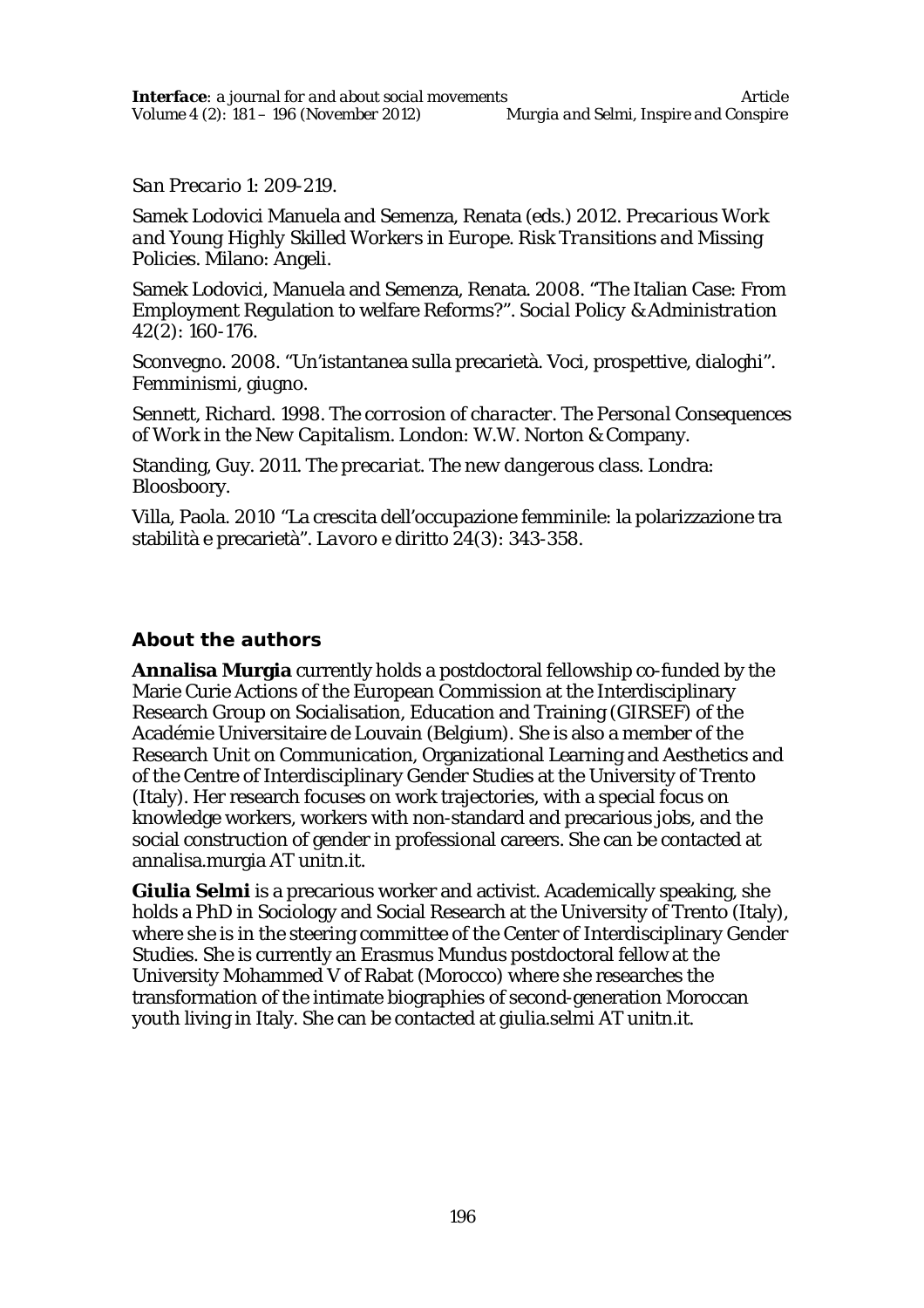*San Precario* 1: 209-219.

Samek Lodovici Manuela and Semenza, Renata (eds.) 2012. *Precarious Work and Young Highly Skilled Workers in Europe. Risk Transitions and Missing Policies*. Milano: Angeli.

Samek Lodovici, Manuela and Semenza, Renata. 2008. "The Italian Case: From Employment Regulation to welfare Reforms?". *Social Policy & Administration* 42(2): 160-176.

Sconvegno. 2008. "Un'istantanea sulla precarietà. Voci, prospettive, dialoghi". *Femminismi*, giugno.

Sennett, Richard. 1998. *The corrosion of character. The Personal Consequences of Work in the New Capitalism*. London: W.W. Norton & Company.

Standing, Guy. 2011. *The precariat. The new dangerous class*. Londra: Bloosboory.

Villa, Paola. 2010 "La crescita dell'occupazione femminile: la polarizzazione tra stabilità e precarietà". *Lavoro e diritto* 24(3): 343-358.

## About the authors

**Annalisa Murgia** currently holds a postdoctoral fellowship co-funded by the Marie Curie Actions of the European Commission at the Interdisciplinary Research Group on Socialisation, Education and Training (GIRSEF) of the Académie Universitaire de Louvain (Belgium). She is also a member of the Research Unit on Communication, Organizational Learning and Aesthetics and of the Centre of Interdisciplinary Gender Studies at the University of Trento (Italy). Her research focuses on work trajectories, with a special focus on knowledge workers, workers with non-standard and precarious jobs, and the social construction of gender in professional careers. She can be contacted at annalisa.murgia AT unitn.it.

**Giulia Selmi** is a precarious worker and activist. Academically speaking, she holds a PhD in Sociology and Social Research at the University of Trento (Italy), where she is in the steering committee of the Center of Interdisciplinary Gender Studies. She is currently an Erasmus Mundus postdoctoral fellow at the University Mohammed V of Rabat (Morocco) where she researches the transformation of the intimate biographies of second-generation Moroccan youth living in Italy. She can be contacted at giulia.selmi AT unitn.it.